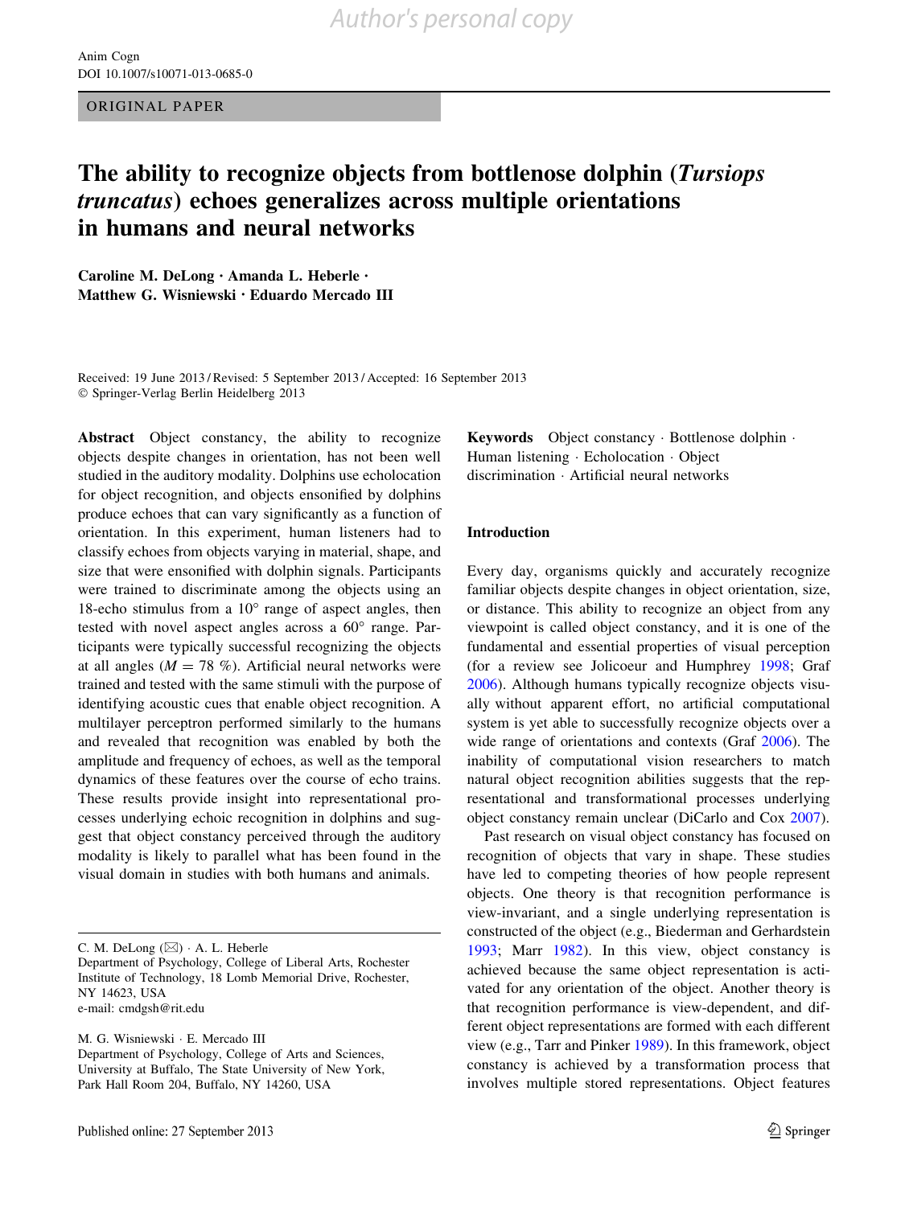ORIGINAL PAPER

# The ability to recognize objects from bottlenose dolphin (*Tursiops truncatus*) echoes generalizes across multiple orientations in humans and neural networks

**Caroline M. DeLong · Amanda L. Heberle · Matthew G. Wisniewski · Eduardo Mercado III**

Received: 19 June 2013 / Revised: 5 September 2013 / Accepted: 16 September 2013
© Springer-Verlag Berlin Heidelberg 2013

**Abstract** Object constancy, the ability to recognize objects despite changes in orientation, has not been well studied in the auditory modality. Dolphins use echolocation for object recognition, and objects ensonified by dolphins produce echoes that can vary significantly as a function of orientation. In this experiment, human listeners had to classify echoes from objects varying in material, shape, and size that were ensonified with dolphin signals. Participants were trained to discriminate among the objects using an 18-echo stimulus from a 10° range of aspect angles, then tested with novel aspect angles across a 60° range. Participants were typically successful recognizing the objects at all angles ($M = 78$ %). Artificial neural networks were trained and tested with the same stimuli with the purpose of identifying acoustic cues that enable object recognition. A multilayer perceptron performed similarly to the humans and revealed that recognition was enabled by both the amplitude and frequency of echoes, as well as the temporal dynamics of these features over the course of echo trains. These results provide insight into representational processes underlying echoic recognition in dolphins and suggest that object constancy perceived through the auditory modality is likely to parallel what has been found in the visual domain in studies with both humans and animals.

**Keywords** Object constancy · Bottlenose dolphin · Human listening · Echolocation · Object discrimination · Artificial neural networks

C. M. DeLong (✉) · A. L. Heberle
Department of Psychology, College of Liberal Arts, Rochester Institute of Technology, 18 Lomb Memorial Drive, Rochester, NY 14623, USA
e-mail: cmdgsh@rit.edu

M. G. Wisniewski · E. Mercado III
Department of Psychology, College of Arts and Sciences, University at Buffalo, The State University of New York, Park Hall Room 204, Buffalo, NY 14260, USA

## Introduction

Every day, organisms quickly and accurately recognize familiar objects despite changes in object orientation, size, or distance. This ability to recognize an object from any viewpoint is called object constancy, and it is one of the fundamental and essential properties of visual perception (for a review see Jolicoeur and Humphrey 1998; Graf 2006). Although humans typically recognize objects visually without apparent effort, no artificial computational system is yet able to successfully recognize objects over a wide range of orientations and contexts (Graf 2006). The inability of computational vision researchers to match natural object recognition abilities suggests that the representational and transformational processes underlying object constancy remain unclear (DiCarlo and Cox 2007).

Past research on visual object constancy has focused on recognition of objects that vary in shape. These studies have led to competing theories of how people represent objects. One theory is that recognition performance is view-invariant, and a single underlying representation is constructed of the object (e.g., Biederman and Gerhardstein 1993; Marr 1982). In this view, object constancy is achieved because the same object representation is activated for any orientation of the object. Another theory is that recognition performance is view-dependent, and different object representations are formed with each different view (e.g., Tarr and Pinker 1989). In this framework, object constancy is achieved by a transformation process that involves multiple stored representations. Object features

Published online: 27 September 2013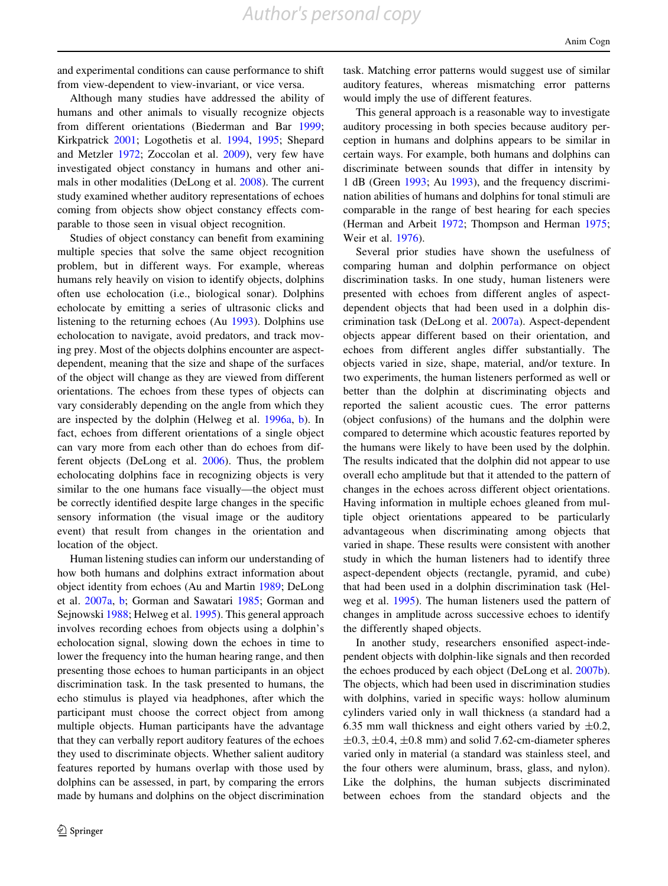and experimental conditions can cause performance to shift from view-dependent to view-invariant, or vice versa.

Although many studies have addressed the ability of humans and other animals to visually recognize objects from different orientations (Biederman and Bar 1999; Kirkpatrick 2001; Logothetis et al. 1994, 1995; Shepard and Metzler 1972; Zoccolan et al. 2009), very few have investigated object constancy in humans and other animals in other modalities (DeLong et al. 2008). The current study examined whether auditory representations of echoes coming from objects show object constancy effects comparable to those seen in visual object recognition.

Studies of object constancy can benefit from examining multiple species that solve the same object recognition problem, but in different ways. For example, whereas humans rely heavily on vision to identify objects, dolphins often use echolocation (i.e., biological sonar). Dolphins echolocate by emitting a series of ultrasonic clicks and listening to the returning echoes (Au 1993). Dolphins use echolocation to navigate, avoid predators, and track moving prey. Most of the objects dolphins encounter are aspect-dependent, meaning that the size and shape of the surfaces of the object will change as they are viewed from different orientations. The echoes from these types of objects can vary considerably depending on the angle from which they are inspected by the dolphin (Helweg et al. 1996a, b). In fact, echoes from different orientations of a single object can vary more from each other than do echoes from different objects (DeLong et al. 2006). Thus, the problem echolocating dolphins face in recognizing objects is very similar to the one humans face visually—the object must be correctly identified despite large changes in the specific sensory information (the visual image or the auditory event) that result from changes in the orientation and location of the object.

Human listening studies can inform our understanding of how both humans and dolphins extract information about object identity from echoes (Au and Martin 1989; DeLong et al. 2007a, b; Gorman and Sawatari 1985; Gorman and Sejnowski 1988; Helweg et al. 1995). This general approach involves recording echoes from objects using a dolphin's echolocation signal, slowing down the echoes in time to lower the frequency into the human hearing range, and then presenting those echoes to human participants in an object discrimination task. In the task presented to humans, the echo stimulus is played via headphones, after which the participant must choose the correct object from among multiple objects. Human participants have the advantage that they can verbally report auditory features of the echoes they used to discriminate objects. Whether salient auditory features reported by humans overlap with those used by dolphins can be assessed, in part, by comparing the errors made by humans and dolphins on the object discrimination task. Matching error patterns would suggest use of similar auditory features, whereas mismatching error patterns would imply the use of different features.

This general approach is a reasonable way to investigate auditory processing in both species because auditory perception in humans and dolphins appears to be similar in certain ways. For example, both humans and dolphins can discriminate between sounds that differ in intensity by 1 dB (Green 1993; Au 1993), and the frequency discrimination abilities of humans and dolphins for tonal stimuli are comparable in the range of best hearing for each species (Herman and Arbeit 1972; Thompson and Herman 1975; Weir et al. 1976).

Several prior studies have shown the usefulness of comparing human and dolphin performance on object discrimination tasks. In one study, human listeners were presented with echoes from different angles of aspect-dependent objects that had been used in a dolphin discrimination task (DeLong et al. 2007a). Aspect-dependent objects appear different based on their orientation, and echoes from different angles differ substantially. The objects varied in size, shape, material, and/or texture. In two experiments, the human listeners performed as well or better than the dolphin at discriminating objects and reported the salient acoustic cues. The error patterns (object confusions) of the humans and the dolphin were compared to determine which acoustic features reported by the humans were likely to have been used by the dolphin. The results indicated that the dolphin did not appear to use overall echo amplitude but that it attended to the pattern of changes in the echoes across different object orientations. Having information in multiple echoes gleaned from multiple object orientations appeared to be particularly advantageous when discriminating among objects that varied in shape. These results were consistent with another study in which the human listeners had to identify three aspect-dependent objects (rectangle, pyramid, and cube) that had been used in a dolphin discrimination task (Helweg et al. 1995). The human listeners used the pattern of changes in amplitude across successive echoes to identify the differently shaped objects.

In another study, researchers ensonified aspect-independent objects with dolphin-like signals and then recorded the echoes produced by each object (DeLong et al. 2007b). The objects, which had been used in discrimination studies with dolphins, varied in specific ways: hollow aluminum cylinders varied only in wall thickness (a standard had a 6.35 mm wall thickness and eight others varied by $\pm 0.2$, $\pm 0.3$, $\pm 0.4$, $\pm 0.8$ mm) and solid 7.62-cm-diameter spheres varied only in material (a standard was stainless steel, and the four others were aluminum, brass, glass, and nylon). Like the dolphins, the human subjects discriminated between echoes from the standard objects and the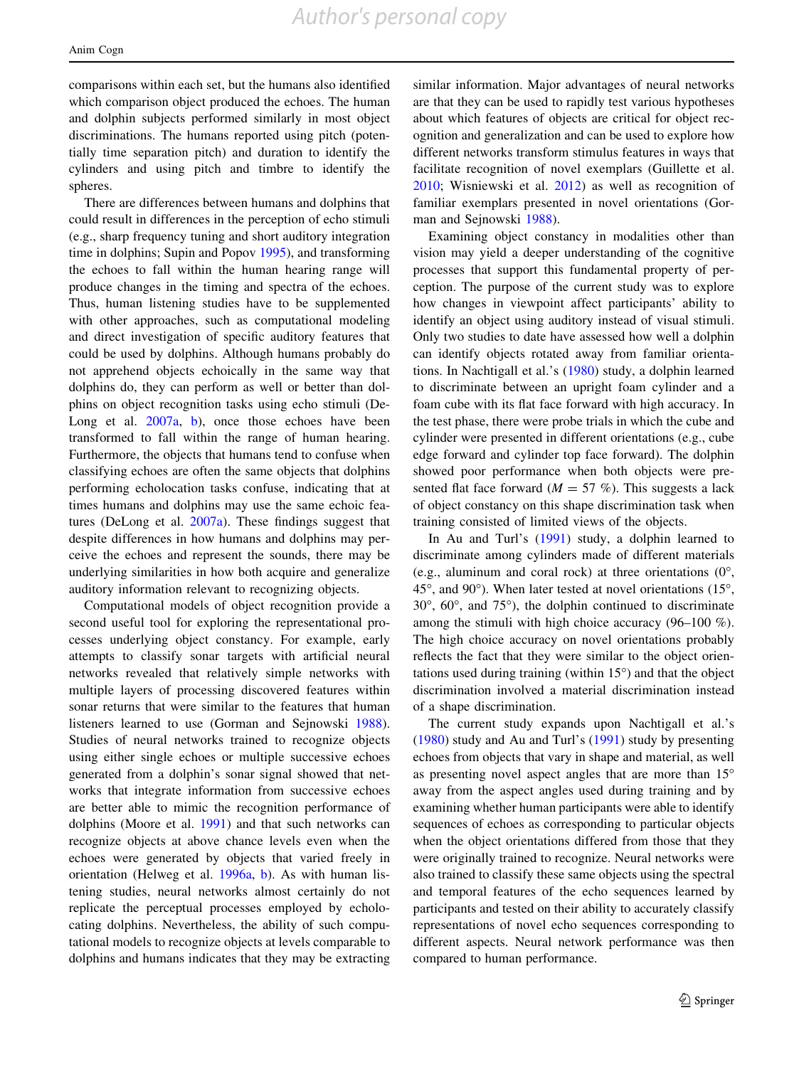comparisons within each set, but the humans also identified which comparison object produced the echoes. The human and dolphin subjects performed similarly in most object discriminations. The humans reported using pitch (potentially time separation pitch) and duration to identify the cylinders and using pitch and timbre to identify the spheres.

There are differences between humans and dolphins that could result in differences in the perception of echo stimuli (e.g., sharp frequency tuning and short auditory integration time in dolphins; Supin and Popov 1995), and transforming the echoes to fall within the human hearing range will produce changes in the timing and spectra of the echoes. Thus, human listening studies have to be supplemented with other approaches, such as computational modeling and direct investigation of specific auditory features that could be used by dolphins. Although humans probably do not apprehend objects echoically in the same way that dolphins do, they can perform as well or better than dolphins on object recognition tasks using echo stimuli (DeLong et al. 2007a, b), once those echoes have been transformed to fall within the range of human hearing. Furthermore, the objects that humans tend to confuse when classifying echoes are often the same objects that dolphins performing echolocation tasks confuse, indicating that at times humans and dolphins may use the same echoic features (DeLong et al. 2007a). These findings suggest that despite differences in how humans and dolphins may perceive the echoes and represent the sounds, there may be underlying similarities in how both acquire and generalize auditory information relevant to recognizing objects.

Computational models of object recognition provide a second useful tool for exploring the representational processes underlying object constancy. For example, early attempts to classify sonar targets with artificial neural networks revealed that relatively simple networks with multiple layers of processing discovered features within sonar returns that were similar to the features that human listeners learned to use (Gorman and Sejnowski 1988). Studies of neural networks trained to recognize objects using either single echoes or multiple successive echoes generated from a dolphin's sonar signal showed that networks that integrate information from successive echoes are better able to mimic the recognition performance of dolphins (Moore et al. 1991) and that such networks can recognize objects at above chance levels even when the echoes were generated by objects that varied freely in orientation (Helweg et al. 1996a, b). As with human listening studies, neural networks almost certainly do not replicate the perceptual processes employed by echolocating dolphins. Nevertheless, the ability of such computational models to recognize objects at levels comparable to dolphins and humans indicates that they may be extracting similar information. Major advantages of neural networks are that they can be used to rapidly test various hypotheses about which features of objects are critical for object recognition and generalization and can be used to explore how different networks transform stimulus features in ways that facilitate recognition of novel exemplars (Guillette et al. 2010; Wisniewski et al. 2012) as well as recognition of familiar exemplars presented in novel orientations (Gorman and Sejnowski 1988).

Examining object constancy in modalities other than vision may yield a deeper understanding of the cognitive processes that support this fundamental property of perception. The purpose of the current study was to explore how changes in viewpoint affect participants' ability to identify an object using auditory instead of visual stimuli. Only two studies to date have assessed how well a dolphin can identify objects rotated away from familiar orientations. In Nachtigall et al.'s (1980) study, a dolphin learned to discriminate between an upright foam cylinder and a foam cube with its flat face forward with high accuracy. In the test phase, there were probe trials in which the cube and cylinder were presented in different orientations (e.g., cube edge forward and cylinder top face forward). The dolphin showed poor performance when both objects were presented flat face forward ($M = 57$ %). This suggests a lack of object constancy on this shape discrimination task when training consisted of limited views of the objects.

In Au and Turl's (1991) study, a dolphin learned to discriminate among cylinders made of different materials (e.g., aluminum and coral rock) at three orientations (0°, 45°, and 90°). When later tested at novel orientations (15°, 30°, 60°, and 75°), the dolphin continued to discriminate among the stimuli with high choice accuracy (96–100 %). The high choice accuracy on novel orientations probably reflects the fact that they were similar to the object orientations used during training (within 15°) and that the object discrimination involved a material discrimination instead of a shape discrimination.

The current study expands upon Nachtigall et al.'s (1980) study and Au and Turl's (1991) study by presenting echoes from objects that vary in shape and material, as well as presenting novel aspect angles that are more than 15° away from the aspect angles used during training and by examining whether human participants were able to identify sequences of echoes as corresponding to particular objects when the object orientations differed from those that they were originally trained to recognize. Neural networks were also trained to classify these same objects using the spectral and temporal features of the echo sequences learned by participants and tested on their ability to accurately classify representations of novel echo sequences corresponding to different aspects. Neural network performance was then compared to human performance.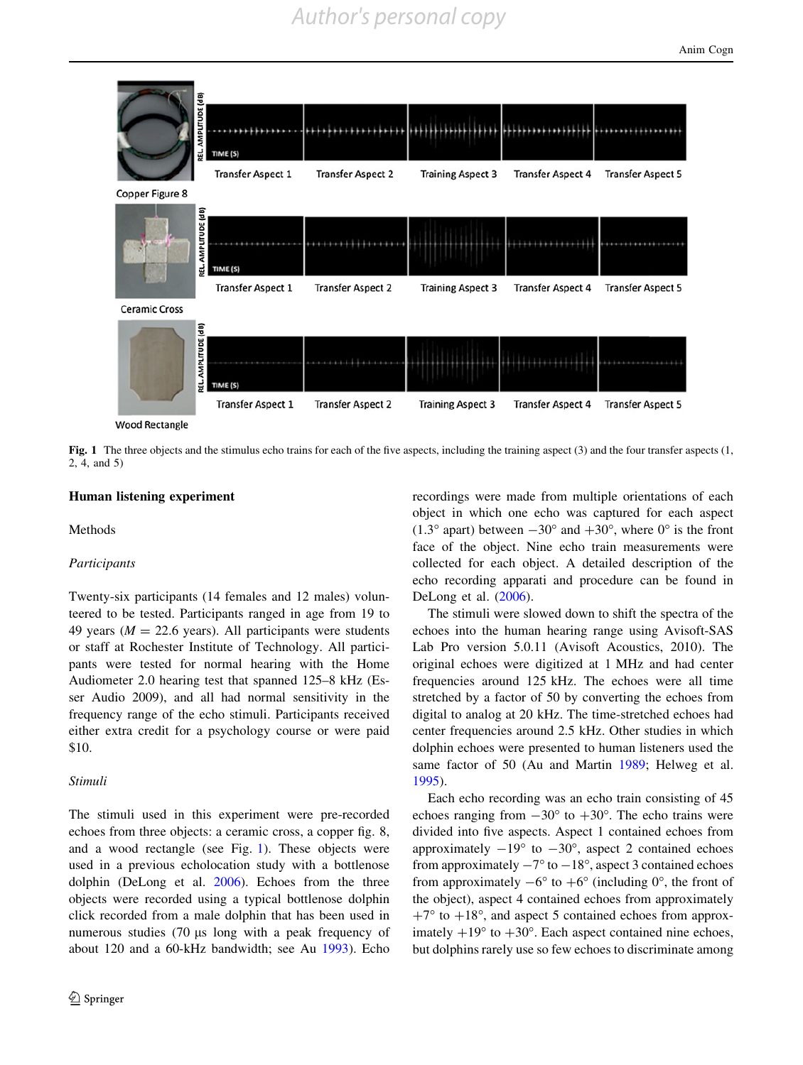Fig. 1 The three objects and the stimulus echo trains for each of the five aspects, including the training aspect (3) and the four transfer aspects (1, 2, 4, and 5)

## Human listening experiment

### Methods

#### *Participants*

Twenty-six participants (14 females and 12 males) volunteered to be tested. Participants ranged in age from 19 to 49 years ($M = 22.6$ years). All participants were students or staff at Rochester Institute of Technology. All participants were tested for normal hearing with the Home Audiometer 2.0 hearing test that spanned 125–8 kHz (Esser Audio 2009), and all had normal sensitivity in the frequency range of the echo stimuli. Participants received either extra credit for a psychology course or were paid $10.

#### *Stimuli*

The stimuli used in this experiment were pre-recorded echoes from three objects: a ceramic cross, a copper fig. 8, and a wood rectangle (see Fig. 1). These objects were used in a previous echolocation study with a bottlenose dolphin (DeLong et al. 2006). Echoes from the three objects were recorded using a typical bottlenose dolphin click recorded from a male dolphin that has been used in numerous studies (70 μs long with a peak frequency of about 120 and a 60-kHz bandwidth; see Au 1993). Echo recordings were made from multiple orientations of each object in which one echo was captured for each aspect (1.3° apart) between −30° and +30°, where 0° is the front face of the object. Nine echo train measurements were collected for each object. A detailed description of the echo recording apparati and procedure can be found in DeLong et al. (2006).

The stimuli were slowed down to shift the spectra of the echoes into the human hearing range using Avisoft-SAS Lab Pro version 5.0.11 (Avisoft Acoustics, 2010). The original echoes were digitized at 1 MHz and had center frequencies around 125 kHz. The echoes were all time stretched by a factor of 50 by converting the echoes from digital to analog at 20 kHz. The time-stretched echoes had center frequencies around 2.5 kHz. Other studies in which dolphin echoes were presented to human listeners used the same factor of 50 (Au and Martin 1989; Helweg et al. 1995).

Each echo recording was an echo train consisting of 45 echoes ranging from −30° to +30°. The echo trains were divided into five aspects. Aspect 1 contained echoes from approximately −19° to −30°, aspect 2 contained echoes from approximately −7° to −18°, aspect 3 contained echoes from approximately −6° to +6° (including 0°, the front of the object), aspect 4 contained echoes from approximately +7° to +18°, and aspect 5 contained echoes from approximately +19° to +30°. Each aspect contained nine echoes, but dolphins rarely use so few echoes to discriminate among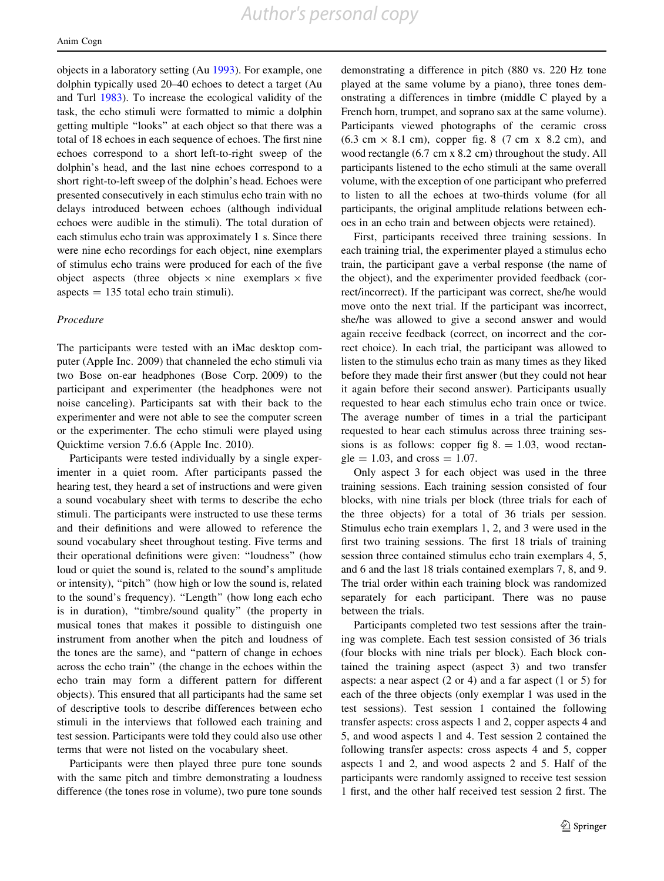objects in a laboratory setting (Au 1993). For example, one dolphin typically used 20–40 echoes to detect a target (Au and Turl 1983). To increase the ecological validity of the task, the echo stimuli were formatted to mimic a dolphin getting multiple "looks" at each object so that there was a total of 18 echoes in each sequence of echoes. The first nine echoes correspond to a short left-to-right sweep of the dolphin's head, and the last nine echoes correspond to a short right-to-left sweep of the dolphin's head. Echoes were presented consecutively in each stimulus echo train with no delays introduced between echoes (although individual echoes were audible in the stimuli). The total duration of each stimulus echo train was approximately 1 s. Since there were nine echo recordings for each object, nine exemplars of stimulus echo trains were produced for each of the five object aspects (three objects × nine exemplars × five aspects = 135 total echo train stimuli).

*Procedure*

The participants were tested with an iMac desktop computer (Apple Inc. 2009) that channeled the echo stimuli via two Bose on-ear headphones (Bose Corp. 2009) to the participant and experimenter (the headphones were not noise canceling). Participants sat with their back to the experimenter and were not able to see the computer screen or the experimenter. The echo stimuli were played using Quicktime version 7.6.6 (Apple Inc. 2010).

Participants were tested individually by a single experimenter in a quiet room. After participants passed the hearing test, they heard a set of instructions and were given a sound vocabulary sheet with terms to describe the echo stimuli. The participants were instructed to use these terms and their definitions and were allowed to reference the sound vocabulary sheet throughout testing. Five terms and their operational definitions were given: "loudness" (how loud or quiet the sound is, related to the sound's amplitude or intensity), "pitch" (how high or low the sound is, related to the sound's frequency). "Length" (how long each echo is in duration), "timbre/sound quality" (the property in musical tones that makes it possible to distinguish one instrument from another when the pitch and loudness of the tones are the same), and "pattern of change in echoes across the echo train" (the change in the echoes within the echo train may form a different pattern for different objects). This ensured that all participants had the same set of descriptive tools to describe differences between echo stimuli in the interviews that followed each training and test session. Participants were told they could also use other terms that were not listed on the vocabulary sheet.

Participants were then played three pure tone sounds with the same pitch and timbre demonstrating a loudness difference (the tones rose in volume), two pure tone sounds demonstrating a difference in pitch (880 vs. 220 Hz tone played at the same volume by a piano), three tones demonstrating a differences in timbre (middle C played by a French horn, trumpet, and soprano sax at the same volume). Participants viewed photographs of the ceramic cross (6.3 cm × 8.1 cm), copper fig. 8 (7 cm x 8.2 cm), and wood rectangle (6.7 cm x 8.2 cm) throughout the study. All participants listened to the echo stimuli at the same overall volume, with the exception of one participant who preferred to listen to all the echoes at two-thirds volume (for all participants, the original amplitude relations between echoes in an echo train and between objects were retained).

First, participants received three training sessions. In each training trial, the experimenter played a stimulus echo train, the participant gave a verbal response (the name of the object), and the experimenter provided feedback (correct/incorrect). If the participant was correct, she/he would move onto the next trial. If the participant was incorrect, she/he was allowed to give a second answer and would again receive feedback (correct, on incorrect and the correct choice). In each trial, the participant was allowed to listen to the stimulus echo train as many times as they liked before they made their first answer (but they could not hear it again before their second answer). Participants usually requested to hear each stimulus echo train once or twice. The average number of times in a trial the participant requested to hear each stimulus across three training sessions is as follows: copper fig 8. = 1.03, wood rectangle = 1.03, and cross = 1.07.

Only aspect 3 for each object was used in the three training sessions. Each training session consisted of four blocks, with nine trials per block (three trials for each of the three objects) for a total of 36 trials per session. Stimulus echo train exemplars 1, 2, and 3 were used in the first two training sessions. The first 18 trials of training session three contained stimulus echo train exemplars 4, 5, and 6 and the last 18 trials contained exemplars 7, 8, and 9. The trial order within each training block was randomized separately for each participant. There was no pause between the trials.

Participants completed two test sessions after the training was complete. Each test session consisted of 36 trials (four blocks with nine trials per block). Each block contained the training aspect (aspect 3) and two transfer aspects: a near aspect (2 or 4) and a far aspect (1 or 5) for each of the three objects (only exemplar 1 was used in the test sessions). Test session 1 contained the following transfer aspects: cross aspects 1 and 2, copper aspects 4 and 5, and wood aspects 1 and 4. Test session 2 contained the following transfer aspects: cross aspects 4 and 5, copper aspects 1 and 2, and wood aspects 2 and 5. Half of the participants were randomly assigned to receive test session 1 first, and the other half received test session 2 first. The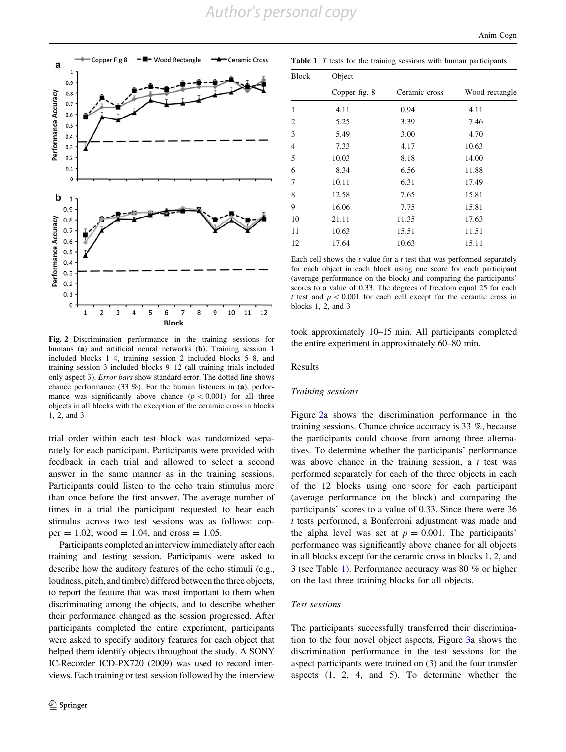Fig. 2 Discrimination performance in the training sessions for humans (**a**) and artificial neural networks (**b**). Training session 1 included blocks 1–4, training session 2 included blocks 5–8, and training session 3 included blocks 9–12 (all training trials included only aspect 3). *Error bars* show standard error. The dotted line shows chance performance (33 %). For the human listeners in (**a**), performance was significantly above chance ($p < 0.001$) for all three objects in all blocks with the exception of the ceramic cross in blocks 1, 2, and 3

trial order within each test block was randomized separately for each participant. Participants were provided with feedback in each trial and allowed to select a second answer in the same manner as in the training sessions. Participants could listen to the echo train stimulus more than once before the first answer. The average number of times in a trial the participant requested to hear each stimulus across two test sessions was as follows: copper = 1.02, wood = 1.04, and cross = 1.05.

Participants completed an interview immediately after each training and testing session. Participants were asked to describe how the auditory features of the echo stimuli (e.g., loudness, pitch, and timbre) differed between the three objects, to report the feature that was most important to them when discriminating among the objects, and to describe whether their performance changed as the session progressed. After participants completed the entire experiment, participants were asked to specify auditory features for each object that helped them identify objects throughout the study. A SONY IC-Recorder ICD-PX720 (2009) was used to record interviews. Each training or test session followed by the interview took approximately 10–15 min. All participants completed the entire experiment in approximately 60–80 min.

**Table 1** *T* tests for the training sessions with human participants

| Block | Object | | |
|---|---|---|---|
| | Copper fig. 8 | Ceramic cross | Wood rectangle |
| 1 | 4.11 | 0.94 | 4.11 |
| 2 | 5.25 | 3.39 | 7.46 |
| 3 | 5.49 | 3.00 | 4.70 |
| 4 | 7.33 | 4.17 | 10.63 |
| 5 | 10.03 | 8.18 | 14.00 |
| 6 | 8.34 | 6.56 | 11.88 |
| 7 | 10.11 | 6.31 | 17.49 |
| 8 | 12.58 | 7.65 | 15.81 |
| 9 | 16.06 | 7.75 | 15.81 |
| 10 | 21.11 | 11.35 | 17.63 |
| 11 | 10.63 | 15.51 | 11.51 |
| 12 | 17.64 | 10.63 | 15.11 |

Each cell shows the *t* value for a *t* test that was performed separately for each object in each block using one score for each participant (average performance on the block) and comparing the participants' scores to a value of 0.33. The degrees of freedom equal 25 for each *t* test and $p < 0.001$ for each cell except for the ceramic cross in blocks 1, 2, and 3

## Results

### *Training sessions*

Figure 2a shows the discrimination performance in the training sessions. Chance choice accuracy is 33 %, because the participants could choose from among three alternatives. To determine whether the participants' performance was above chance in the training session, a *t* test was performed separately for each of the three objects in each of the 12 blocks using one score for each participant (average performance on the block) and comparing the participants' scores to a value of 0.33. Since there were 36 *t* tests performed, a Bonferroni adjustment was made and the alpha level was set at $p = 0.001$. The participants' performance was significantly above chance for all objects in all blocks except for the ceramic cross in blocks 1, 2, and 3 (see Table 1). Performance accuracy was 80 % or higher on the last three training blocks for all objects.

### *Test sessions*

The participants successfully transferred their discrimination to the four novel object aspects. Figure 3a shows the discrimination performance in the test sessions for the aspect participants were trained on (3) and the four transfer aspects (1, 2, 4, and 5). To determine whether the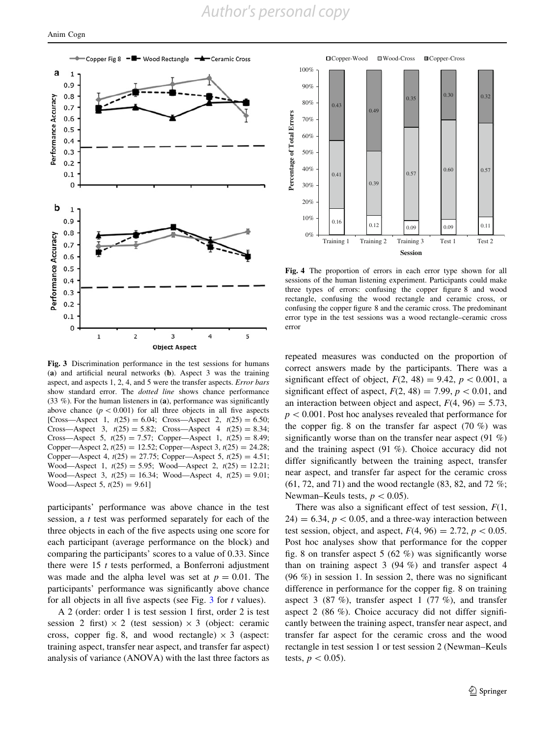**Fig. 3** Discrimination performance in the test sessions for humans (**a**) and artificial neural networks (**b**). Aspect 3 was the training aspect, and aspects 1, 2, 4, and 5 were the transfer aspects. *Error bars* show standard error. The *dotted line* shows chance performance (33 %). For the human listeners in (**a**), performance was significantly above chance ($p < 0.001$) for all three objects in all five aspects [Cross—Aspect 1, $t(25) = 6.04$; Cross—Aspect 2, $t(25) = 6.50$; Cross—Aspect 3, $t(25) = 5.82$; Cross—Aspect 4 $t(25) = 8.34$; Cross—Aspect 5, $t(25) = 7.57$; Copper—Aspect 1, $t(25) = 8.49$; Copper—Aspect 2, $t(25) = 12.52$; Copper—Aspect 3, $t(25) = 24.28$; Copper—Aspect 4, $t(25) = 27.75$; Copper—Aspect 5, $t(25) = 4.51$; Wood—Aspect 1, $t(25) = 5.95$; Wood—Aspect 2, $t(25) = 12.21$; Wood—Aspect 3, $t(25) = 16.34$; Wood—Aspect 4, $t(25) = 9.01$; Wood—Aspect 5, $t(25) = 9.61$]

**Fig. 4** The proportion of errors in each error type shown for all sessions of the human listening experiment. Participants could make three types of errors: confusing the copper figure 8 and wood rectangle, confusing the wood rectangle and ceramic cross, or confusing the copper figure 8 and the ceramic cross. The predominant error type in the test sessions was a wood rectangle–ceramic cross error

participants' performance was above chance in the test session, a *t* test was performed separately for each of the three objects in each of the five aspects using one score for each participant (average performance on the block) and comparing the participants' scores to a value of 0.33. Since there were 15 *t* tests performed, a Bonferroni adjustment was made and the alpha level was set at $p = 0.01$. The participants' performance was significantly above chance for all objects in all five aspects (see Fig. 3 for *t* values).

A 2 (order: order 1 is test session 1 first, order 2 is test session 2 first) × 2 (test session) × 3 (object: ceramic cross, copper fig. 8, and wood rectangle) × 3 (aspect: training aspect, transfer near aspect, and transfer far aspect) analysis of variance (ANOVA) with the last three factors as repeated measures was conducted on the proportion of correct answers made by the participants. There was a significant effect of object, $F(2, 48) = 9.42$, $p < 0.001$, a significant effect of aspect, $F(2, 48) = 7.99$, $p < 0.01$, and an interaction between object and aspect, $F(4, 96) = 5.73$, $p < 0.001$. Post hoc analyses revealed that performance for the copper fig. 8 on the transfer far aspect (70 %) was significantly worse than on the transfer near aspect (91 %) and the training aspect (91 %). Choice accuracy did not differ significantly between the training aspect, transfer near aspect, and transfer far aspect for the ceramic cross (61, 72, and 71) and the wood rectangle (83, 82, and 72 %; Newman–Keuls tests, $p < 0.05$).

There was also a significant effect of test session, $F(1, 24) = 6.34$, $p < 0.05$, and a three-way interaction between test session, object, and aspect, $F(4, 96) = 2.72$, $p < 0.05$. Post hoc analyses show that performance for the copper fig. 8 on transfer aspect 5 (62 %) was significantly worse than on training aspect 3 (94 %) and transfer aspect 4 (96 %) in session 1. In session 2, there was no significant difference in performance for the copper fig. 8 on training aspect 3 (87 %), transfer aspect 1 (77 %), and transfer aspect 2 (86 %). Choice accuracy did not differ significantly between the training aspect, transfer near aspect, and transfer far aspect for the ceramic cross and the wood rectangle in test session 1 or test session 2 (Newman–Keuls tests, $p < 0.05$).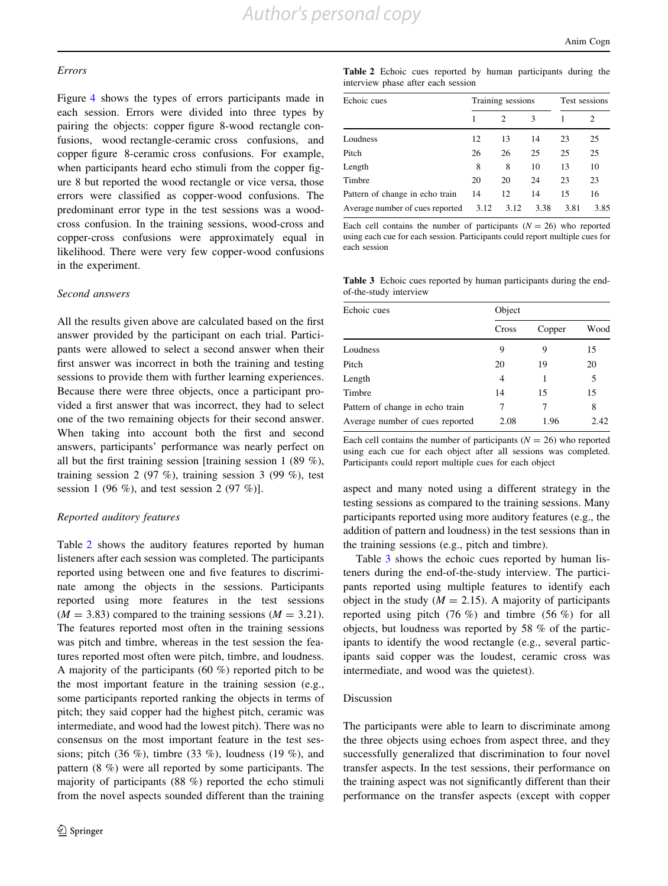### Errors

Figure 4 shows the types of errors participants made in each session. Errors were divided into three types by pairing the objects: copper figure 8-wood rectangle confusions, wood rectangle-ceramic cross confusions, and copper figure 8-ceramic cross confusions. For example, when participants heard echo stimuli from the copper figure 8 but reported the wood rectangle or vice versa, those errors were classified as copper-wood confusions. The predominant error type in the test sessions was a wood-cross confusion. In the training sessions, wood-cross and copper-cross confusions were approximately equal in likelihood. There were very few copper-wood confusions in the experiment.

### Second answers

All the results given above are calculated based on the first answer provided by the participant on each trial. Participants were allowed to select a second answer when their first answer was incorrect in both the training and testing sessions to provide them with further learning experiences. Because there were three objects, once a participant provided a first answer that was incorrect, they had to select one of the two remaining objects for their second answer. When taking into account both the first and second answers, participants' performance was nearly perfect on all but the first training session [training session 1 (89 %), training session 2 (97 %), training session 3 (99 %), test session 1 (96 %), and test session 2 (97 %)].

### Reported auditory features

Table 2 shows the auditory features reported by human listeners after each session was completed. The participants reported using between one and five features to discriminate among the objects in the sessions. Participants reported using more features in the test sessions ($M = 3.83$) compared to the training sessions ($M = 3.21$). The features reported most often in the training sessions was pitch and timbre, whereas in the test session the features reported most often were pitch, timbre, and loudness. A majority of the participants (60 %) reported pitch to be the most important feature in the training session (e.g., some participants reported ranking the objects in terms of pitch; they said copper had the highest pitch, ceramic was intermediate, and wood had the lowest pitch). There was no consensus on the most important feature in the test sessions; pitch (36 %), timbre (33 %), loudness (19 %), and pattern (8 %) were all reported by some participants. The majority of participants (88 %) reported the echo stimuli from the novel aspects sounded different than the training aspect and many noted using a different strategy in the testing sessions as compared to the training sessions. Many participants reported using more auditory features (e.g., the addition of pattern and loudness) in the test sessions than in the training sessions (e.g., pitch and timbre).

Table 3 shows the echoic cues reported by human listeners during the end-of-the-study interview. The participants reported using multiple features to identify each object in the study ($M = 2.15$). A majority of participants reported using pitch (76 %) and timbre (56 %) for all objects, but loudness was reported by 58 % of the participants to identify the wood rectangle (e.g., several participants said copper was the loudest, ceramic cross was intermediate, and wood was the quietest).

**Table 2** Echoic cues reported by human participants during the interview phase after each session

| Echoic cues | Training sessions | | | Test sessions | |
|---|---|---|---|---|---|
| | 1 | 2 | 3 | 1 | 2 |
| Loudness | 12 | 13 | 14 | 23 | 25 |
| Pitch | 26 | 26 | 25 | 25 | 25 |
| Length | 8 | 8 | 10 | 13 | 10 |
| Timbre | 20 | 20 | 24 | 23 | 23 |
| Pattern of change in echo train | 14 | 12 | 14 | 15 | 16 |
| Average number of cues reported | 3.12 | 3.12 | 3.38 | 3.81 | 3.85 |

Each cell contains the number of participants ($N = 26$) who reported using each cue for each session. Participants could report multiple cues for each session

**Table 3** Echoic cues reported by human participants during the end-of-the-study interview

| Echoic cues | Object | | |
|---|---|---|---|
| | Cross | Copper | Wood |
| Loudness | 9 | 9 | 15 |
| Pitch | 20 | 19 | 20 |
| Length | 4 | 1 | 5 |
| Timbre | 14 | 15 | 15 |
| Pattern of change in echo train | 7 | 7 | 8 |
| Average number of cues reported | 2.08 | 1.96 | 2.42 |

Each cell contains the number of participants ($N = 26$) who reported using each cue for each object after all sessions was completed. Participants could report multiple cues for each object

## Discussion

The participants were able to learn to discriminate among the three objects using echoes from aspect three, and they successfully generalized that discrimination to four novel transfer aspects. In the test sessions, their performance on the training aspect was not significantly different than their performance on the transfer aspects (except with copper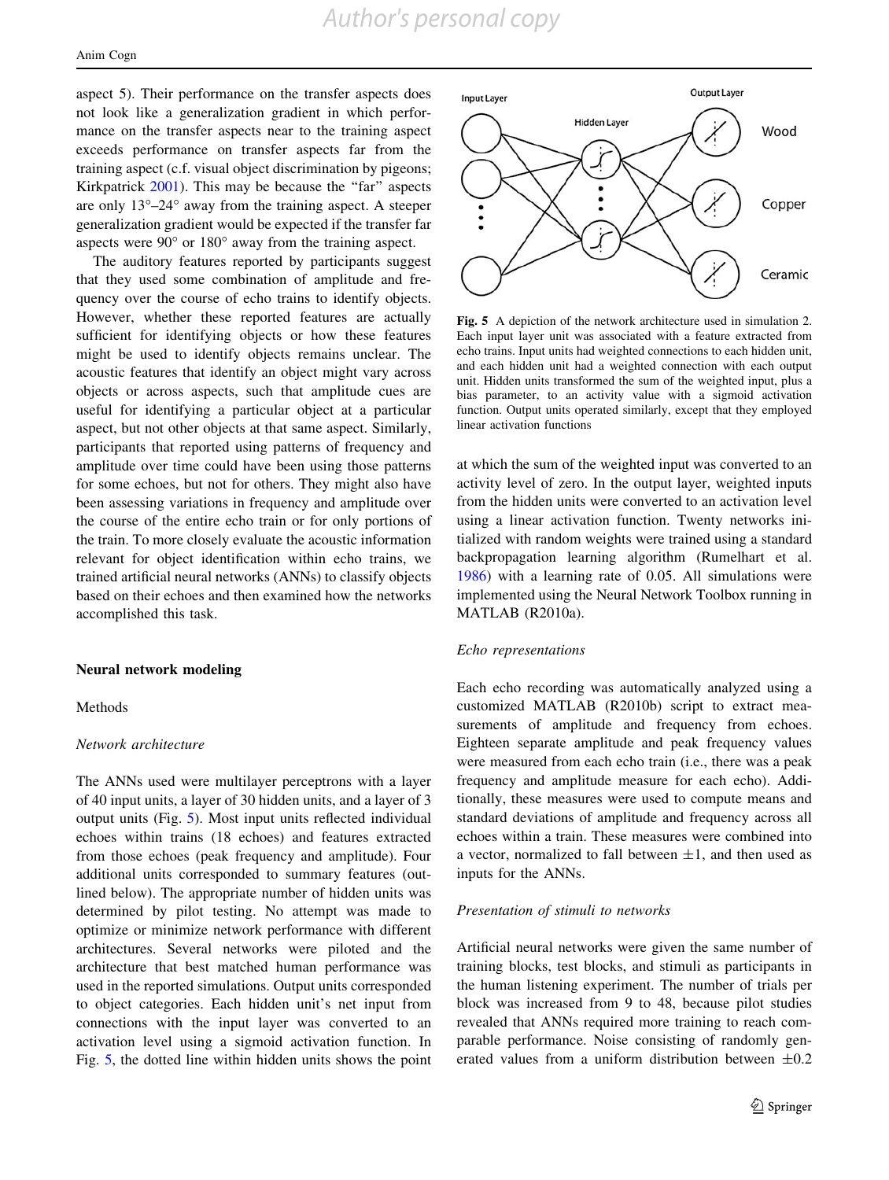aspect 5). Their performance on the transfer aspects does not look like a generalization gradient in which performance on the transfer aspects near to the training aspect exceeds performance on transfer aspects far from the training aspect (c.f. visual object discrimination by pigeons; Kirkpatrick 2001). This may be because the "far" aspects are only 13°–24° away from the training aspect. A steeper generalization gradient would be expected if the transfer far aspects were 90° or 180° away from the training aspect.

The auditory features reported by participants suggest that they used some combination of amplitude and frequency over the course of echo trains to identify objects. However, whether these reported features are actually sufficient for identifying objects or how these features might be used to identify objects remains unclear. The acoustic features that identify an object might vary across objects or across aspects, such that amplitude cues are useful for identifying a particular object at a particular aspect, but not other objects at that same aspect. Similarly, participants that reported using patterns of frequency and amplitude over time could have been using those patterns for some echoes, but not for others. They might also have been assessing variations in frequency and amplitude over the course of the entire echo train or for only portions of the train. To more closely evaluate the acoustic information relevant for object identification within echo trains, we trained artificial neural networks (ANNs) to classify objects based on their echoes and then examined how the networks accomplished this task.

## Neural network modeling

### Methods

#### *Network architecture*

The ANNs used were multilayer perceptrons with a layer of 40 input units, a layer of 30 hidden units, and a layer of 3 output units (Fig. 5). Most input units reflected individual echoes within trains (18 echoes) and features extracted from those echoes (peak frequency and amplitude). Four additional units corresponded to summary features (outlined below). The appropriate number of hidden units was determined by pilot testing. No attempt was made to optimize or minimize network performance with different architectures. Several networks were piloted and the architecture that best matched human performance was used in the reported simulations. Output units corresponded to object categories. Each hidden unit's net input from connections with the input layer was converted to an activation level using a sigmoid activation function. In Fig. 5, the dotted line within hidden units shows the point at which the sum of the weighted input was converted to an activity level of zero. In the output layer, weighted inputs from the hidden units were converted to an activation level using a linear activation function. Twenty networks initialized with random weights were trained using a standard backpropagation learning algorithm (Rumelhart et al. 1986) with a learning rate of 0.05. All simulations were implemented using the Neural Network Toolbox running in MATLAB (R2010a).

**Fig. 5** A depiction of the network architecture used in simulation 2. Each input layer unit was associated with a feature extracted from echo trains. Input units had weighted connections to each hidden unit, and each hidden unit had a weighted connection with each output unit. Hidden units transformed the sum of the weighted input, plus a bias parameter, to an activity value with a sigmoid activation function. Output units operated similarly, except that they employed linear activation functions

#### *Echo representations*

Each echo recording was automatically analyzed using a customized MATLAB (R2010b) script to extract measurements of amplitude and frequency from echoes. Eighteen separate amplitude and peak frequency values were measured from each echo train (i.e., there was a peak frequency and amplitude measure for each echo). Additionally, these measures were used to compute means and standard deviations of amplitude and frequency across all echoes within a train. These measures were combined into a vector, normalized to fall between $\pm 1$, and then used as inputs for the ANNs.

#### *Presentation of stimuli to networks*

Artificial neural networks were given the same number of training blocks, test blocks, and stimuli as participants in the human listening experiment. The number of trials per block was increased from 9 to 48, because pilot studies revealed that ANNs required more training to reach comparable performance. Noise consisting of randomly generated values from a uniform distribution between $\pm 0.2$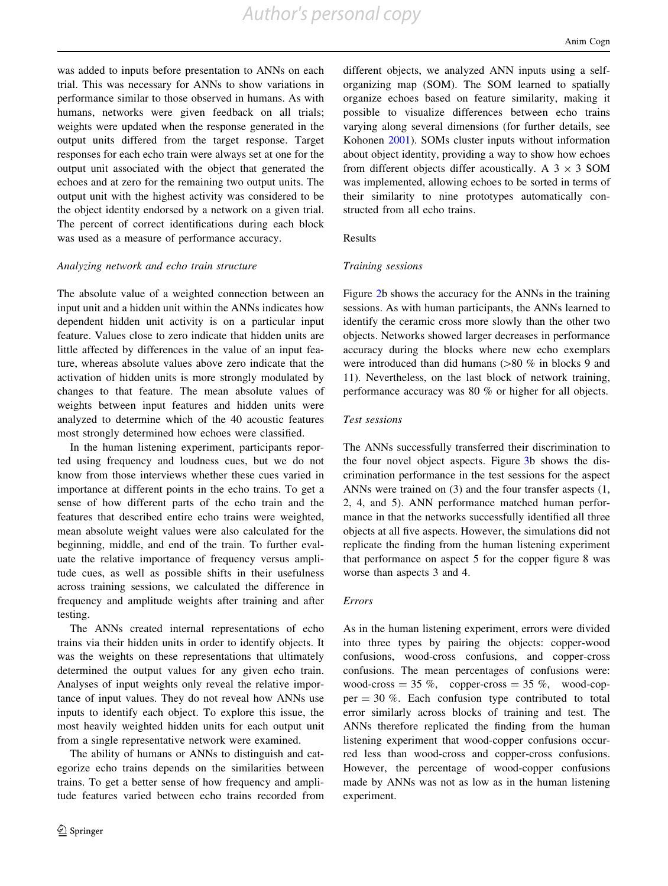was added to inputs before presentation to ANNs on each trial. This was necessary for ANNs to show variations in performance similar to those observed in humans. As with humans, networks were given feedback on all trials; weights were updated when the response generated in the output units differed from the target response. Target responses for each echo train were always set at one for the output unit associated with the object that generated the echoes and at zero for the remaining two output units. The output unit with the highest activity was considered to be the object identity endorsed by a network on a given trial. The percent of correct identifications during each block was used as a measure of performance accuracy.

*Analyzing network and echo train structure*

The absolute value of a weighted connection between an input unit and a hidden unit within the ANNs indicates how dependent hidden unit activity is on a particular input feature. Values close to zero indicate that hidden units are little affected by differences in the value of an input feature, whereas absolute values above zero indicate that the activation of hidden units is more strongly modulated by changes to that feature. The mean absolute values of weights between input features and hidden units were analyzed to determine which of the 40 acoustic features most strongly determined how echoes were classified.

In the human listening experiment, participants reported using frequency and loudness cues, but we do not know from those interviews whether these cues varied in importance at different points in the echo trains. To get a sense of how different parts of the echo train and the features that described entire echo trains were weighted, mean absolute weight values were also calculated for the beginning, middle, and end of the train. To further evaluate the relative importance of frequency versus amplitude cues, as well as possible shifts in their usefulness across training sessions, we calculated the difference in frequency and amplitude weights after training and after testing.

The ANNs created internal representations of echo trains via their hidden units in order to identify objects. It was the weights on these representations that ultimately determined the output values for any given echo train. Analyses of input weights only reveal the relative importance of input values. They do not reveal how ANNs use inputs to identify each object. To explore this issue, the most heavily weighted hidden units for each output unit from a single representative network were examined.

The ability of humans or ANNs to distinguish and categorize echo trains depends on the similarities between trains. To get a better sense of how frequency and amplitude features varied between echo trains recorded from different objects, we analyzed ANN inputs using a self-organizing map (SOM). The SOM learned to spatially organize echoes based on feature similarity, making it possible to visualize differences between echo trains varying along several dimensions (for further details, see Kohonen 2001). SOMs cluster inputs without information about object identity, providing a way to show how echoes from different objects differ acoustically. A 3 × 3 SOM was implemented, allowing echoes to be sorted in terms of their similarity to nine prototypes automatically constructed from all echo trains.

## Results

*Training sessions*

Figure 2b shows the accuracy for the ANNs in the training sessions. As with human participants, the ANNs learned to identify the ceramic cross more slowly than the other two objects. Networks showed larger decreases in performance accuracy during the blocks where new echo exemplars were introduced than did humans (>80 % in blocks 9 and 11). Nevertheless, on the last block of network training, performance accuracy was 80 % or higher for all objects.

*Test sessions*

The ANNs successfully transferred their discrimination to the four novel object aspects. Figure 3b shows the discrimination performance in the test sessions for the aspect ANNs were trained on (3) and the four transfer aspects (1, 2, 4, and 5). ANN performance matched human performance in that the networks successfully identified all three objects at all five aspects. However, the simulations did not replicate the finding from the human listening experiment that performance on aspect 5 for the copper figure 8 was worse than aspects 3 and 4.

*Errors*

As in the human listening experiment, errors were divided into three types by pairing the objects: copper-wood confusions, wood-cross confusions, and copper-cross confusions. The mean percentages of confusions were: wood-cross = 35 %, copper-cross = 35 %, wood-copper = 30 %. Each confusion type contributed to total error similarly across blocks of training and test. The ANNs therefore replicated the finding from the human listening experiment that wood-copper confusions occurred less than wood-cross and copper-cross confusions. However, the percentage of wood-copper confusions made by ANNs was not as low as in the human listening experiment.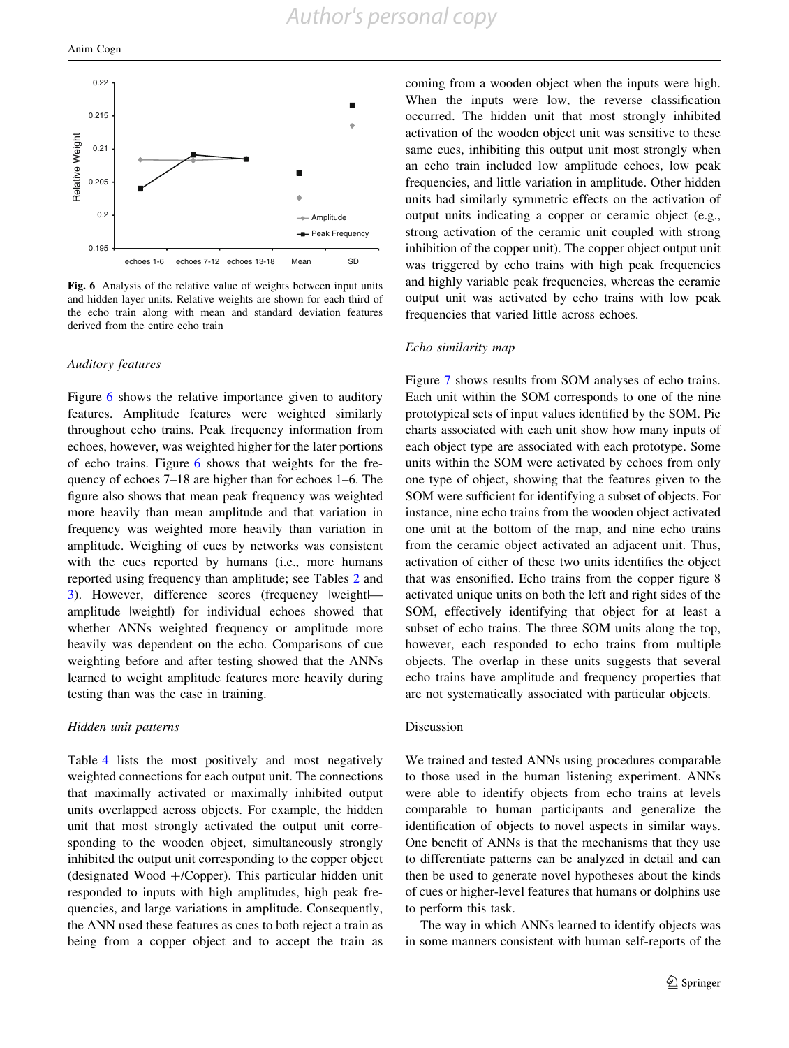Fig. 6 Analysis of the relative value of weights between input units and hidden layer units. Relative weights are shown for each third of the echo train along with mean and standard deviation features derived from the entire echo train

### Auditory features

Figure 6 shows the relative importance given to auditory features. Amplitude features were weighted similarly throughout echo trains. Peak frequency information from echoes, however, was weighted higher for the later portions of echo trains. Figure 6 shows that weights for the frequency of echoes 7–18 are higher than for echoes 1–6. The figure also shows that mean peak frequency was weighted more heavily than mean amplitude and that variation in frequency was weighted more heavily than variation in amplitude. Weighing of cues by networks was consistent with the cues reported by humans (i.e., more humans reported using frequency than amplitude; see Tables 2 and 3). However, difference scores (frequency |weight|—amplitude |weight|) for individual echoes showed that whether ANNs weighted frequency or amplitude more heavily was dependent on the echo. Comparisons of cue weighting before and after testing showed that the ANNs learned to weight amplitude features more heavily during testing than was the case in training.

### Hidden unit patterns

Table 4 lists the most positively and most negatively weighted connections for each output unit. The connections that maximally activated or maximally inhibited output units overlapped across objects. For example, the hidden unit that most strongly activated the output unit corresponding to the wooden object, simultaneously strongly inhibited the output unit corresponding to the copper object (designated Wood +/Copper). This particular hidden unit responded to inputs with high amplitudes, high peak frequencies, and large variations in amplitude. Consequently, the ANN used these features as cues to both reject a train as being from a copper object and to accept the train as coming from a wooden object when the inputs were high. When the inputs were low, the reverse classification occurred. The hidden unit that most strongly inhibited activation of the wooden object unit was sensitive to these same cues, inhibiting this output unit most strongly when an echo train included low amplitude echoes, low peak frequencies, and little variation in amplitude. Other hidden units had similarly symmetric effects on the activation of output units indicating a copper or ceramic object (e.g., strong activation of the ceramic unit coupled with strong inhibition of the copper unit). The copper object output unit was triggered by echo trains with high peak frequencies and highly variable peak frequencies, whereas the ceramic output unit was activated by echo trains with low peak frequencies that varied little across echoes.

### Echo similarity map

Figure 7 shows results from SOM analyses of echo trains. Each unit within the SOM corresponds to one of the nine prototypical sets of input values identified by the SOM. Pie charts associated with each unit show how many inputs of each object type are associated with each prototype. Some units within the SOM were activated by echoes from only one type of object, showing that the features given to the SOM were sufficient for identifying a subset of objects. For instance, nine echo trains from the wooden object activated one unit at the bottom of the map, and nine echo trains from the ceramic object activated an adjacent unit. Thus, activation of either of these two units identifies the object that was ensonified. Echo trains from the copper figure 8 activated unique units on both the left and right sides of the SOM, effectively identifying that object for at least a subset of echo trains. The three SOM units along the top, however, each responded to echo trains from multiple objects. The overlap in these units suggests that several echo trains have amplitude and frequency properties that are not systematically associated with particular objects.

## Discussion

We trained and tested ANNs using procedures comparable to those used in the human listening experiment. ANNs were able to identify objects from echo trains at levels comparable to human participants and generalize the identification of objects to novel aspects in similar ways. One benefit of ANNs is that the mechanisms that they use to differentiate patterns can be analyzed in detail and can then be used to generate novel hypotheses about the kinds of cues or higher-level features that humans or dolphins use to perform this task.

The way in which ANNs learned to identify objects was in some manners consistent with human self-reports of the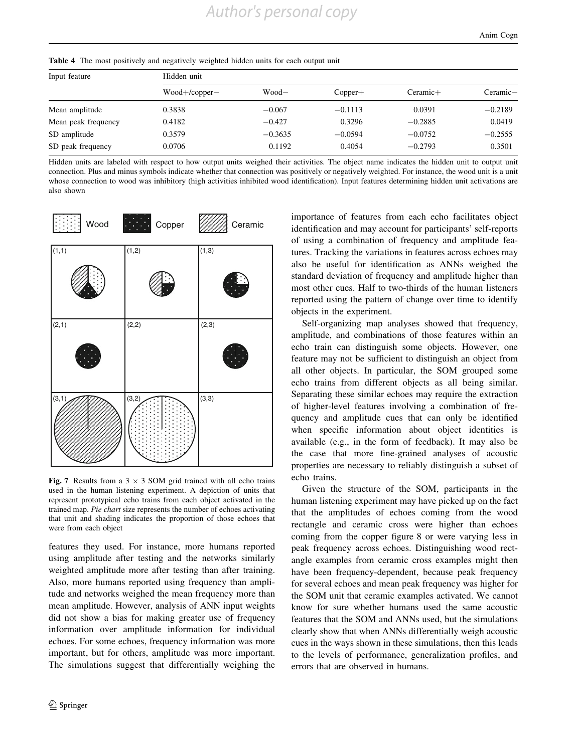**Table 4** The most positively and negatively weighted hidden units for each output unit

| Input feature | Hidden unit | | | | |
|---|---|---|---|---|---|
| | Wood+/copper− | Wood− | Copper+ | Ceramic+ | Ceramic− |
| Mean amplitude | 0.3838 | −0.067 | −0.1113 | 0.0391 | −0.2189 |
| Mean peak frequency | 0.4182 | −0.427 | 0.3296 | −0.2885 | 0.0419 |
| SD amplitude | 0.3579 | −0.3635 | −0.0594 | −0.0752 | −0.2555 |
| SD peak frequency | 0.0706 | 0.1192 | 0.4054 | −0.2793 | 0.3501 |

Hidden units are labeled with respect to how output units weighed their activities. The object name indicates the hidden unit to output unit connection. Plus and minus symbols indicate whether that connection was positively or negatively weighted. For instance, the wood unit is a unit whose connection to wood was inhibitory (high activities inhibited wood identification). Input features determining hidden unit activations are also shown

Wood
Copper
Ceramic

(1,1) (1,2) (1,3)
(2,1) (2,2) (2,3)
(3,1) (3,2) (3,3)

**Fig. 7** Results from a 3 × 3 SOM grid trained with all echo trains used in the human listening experiment. A depiction of units that represent prototypical echo trains from each object activated in the trained map. *Pie chart* size represents the number of echoes activating that unit and shading indicates the proportion of those echoes that were from each object

features they used. For instance, more humans reported using amplitude after testing and the networks similarly weighted amplitude more after testing than after training. Also, more humans reported using frequency than amplitude and networks weighed the mean frequency more than mean amplitude. However, analysis of ANN input weights did not show a bias for making greater use of frequency information over amplitude information for individual echoes. For some echoes, frequency information was more important, but for others, amplitude was more important. The simulations suggest that differentially weighing the importance of features from each echo facilitates object identification and may account for participants' self-reports of using a combination of frequency and amplitude features. Tracking the variations in features across echoes may also be useful for identification as ANNs weighed the standard deviation of frequency and amplitude higher than most other cues. Half to two-thirds of the human listeners reported using the pattern of change over time to identify objects in the experiment.

Self-organizing map analyses showed that frequency, amplitude, and combinations of those features within an echo train can distinguish some objects. However, one feature may not be sufficient to distinguish an object from all other objects. In particular, the SOM grouped some echo trains from different objects as all being similar. Separating these similar echoes may require the extraction of higher-level features involving a combination of frequency and amplitude cues that can only be identified when specific information about object identities is available (e.g., in the form of feedback). It may also be the case that more fine-grained analyses of acoustic properties are necessary to reliably distinguish a subset of echo trains.

Given the structure of the SOM, participants in the human listening experiment may have picked up on the fact that the amplitudes of echoes coming from the wood rectangle and ceramic cross were higher than echoes coming from the copper figure 8 or were varying less in peak frequency across echoes. Distinguishing wood rectangle examples from ceramic cross examples might then have been frequency-dependent, because peak frequency for several echoes and mean peak frequency was higher for the SOM unit that ceramic examples activated. We cannot know for sure whether humans used the same acoustic features that the SOM and ANNs used, but the simulations clearly show that when ANNs differentially weigh acoustic cues in the ways shown in these simulations, then this leads to the levels of performance, generalization profiles, and errors that are observed in humans.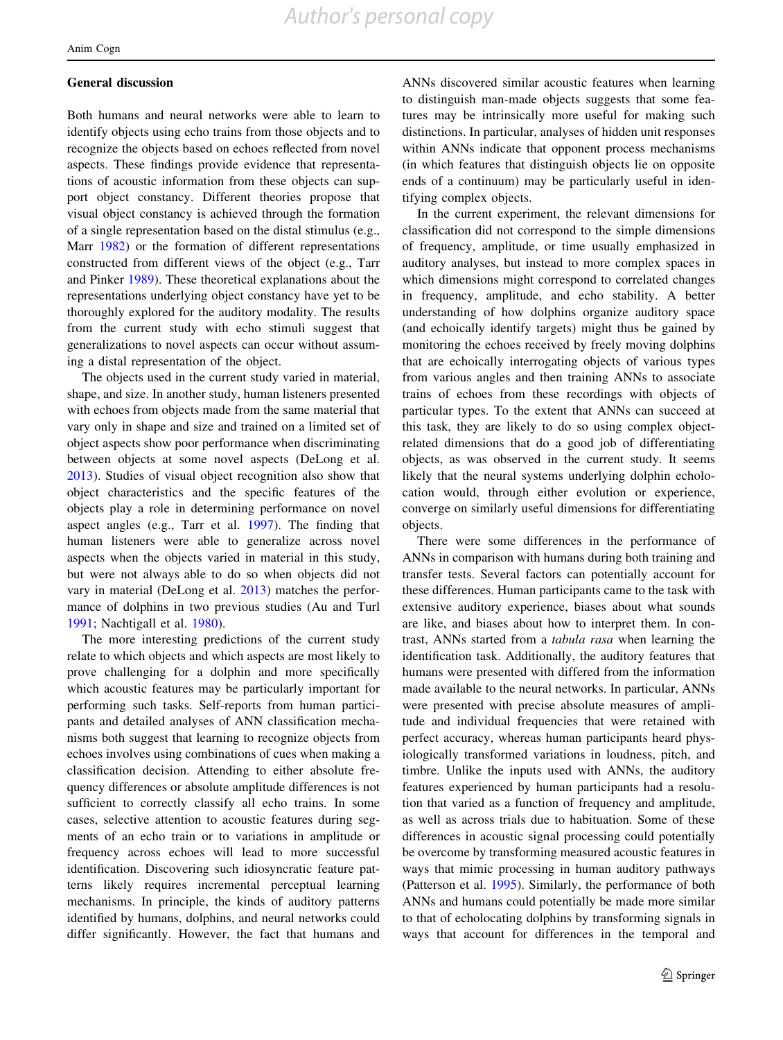## General discussion

Both humans and neural networks were able to learn to identify objects using echo trains from those objects and to recognize the objects based on echoes reflected from novel aspects. These findings provide evidence that representations of acoustic information from these objects can support object constancy. Different theories propose that visual object constancy is achieved through the formation of a single representation based on the distal stimulus (e.g., Marr 1982) or the formation of different representations constructed from different views of the object (e.g., Tarr and Pinker 1989). These theoretical explanations about the representations underlying object constancy have yet to be thoroughly explored for the auditory modality. The results from the current study with echo stimuli suggest that generalizations to novel aspects can occur without assuming a distal representation of the object.

The objects used in the current study varied in material, shape, and size. In another study, human listeners presented with echoes from objects made from the same material that vary only in shape and size and trained on a limited set of object aspects show poor performance when discriminating between objects at some novel aspects (DeLong et al. 2013). Studies of visual object recognition also show that object characteristics and the specific features of the objects play a role in determining performance on novel aspect angles (e.g., Tarr et al. 1997). The finding that human listeners were able to generalize across novel aspects when the objects varied in material in this study, but were not always able to do so when objects did not vary in material (DeLong et al. 2013) matches the performance of dolphins in two previous studies (Au and Turl 1991; Nachtigall et al. 1980).

The more interesting predictions of the current study relate to which objects and which aspects are most likely to prove challenging for a dolphin and more specifically which acoustic features may be particularly important for performing such tasks. Self-reports from human participants and detailed analyses of ANN classification mechanisms both suggest that learning to recognize objects from echoes involves using combinations of cues when making a classification decision. Attending to either absolute frequency differences or absolute amplitude differences is not sufficient to correctly classify all echo trains. In some cases, selective attention to acoustic features during segments of an echo train or to variations in amplitude or frequency across echoes will lead to more successful identification. Discovering such idiosyncratic feature patterns likely requires incremental perceptual learning mechanisms. In principle, the kinds of auditory patterns identified by humans, dolphins, and neural networks could differ significantly. However, the fact that humans and ANNs discovered similar acoustic features when learning to distinguish man-made objects suggests that some features may be intrinsically more useful for making such distinctions. In particular, analyses of hidden unit responses within ANNs indicate that opponent process mechanisms (in which features that distinguish objects lie on opposite ends of a continuum) may be particularly useful in identifying complex objects.

In the current experiment, the relevant dimensions for classification did not correspond to the simple dimensions of frequency, amplitude, or time usually emphasized in auditory analyses, but instead to more complex spaces in which dimensions might correspond to correlated changes in frequency, amplitude, and echo stability. A better understanding of how dolphins organize auditory space (and echoically identify targets) might thus be gained by monitoring the echoes received by freely moving dolphins that are echoically interrogating objects of various types from various angles and then training ANNs to associate trains of echoes from these recordings with objects of particular types. To the extent that ANNs can succeed at this task, they are likely to do so using complex object-related dimensions that do a good job of differentiating objects, as was observed in the current study. It seems likely that the neural systems underlying dolphin echolocation would, through either evolution or experience, converge on similarly useful dimensions for differentiating objects.

There were some differences in the performance of ANNs in comparison with humans during both training and transfer tests. Several factors can potentially account for these differences. Human participants came to the task with extensive auditory experience, biases about what sounds are like, and biases about how to interpret them. In contrast, ANNs started from a *tabula rasa* when learning the identification task. Additionally, the auditory features that humans were presented with differed from the information made available to the neural networks. In particular, ANNs were presented with precise absolute measures of amplitude and individual frequencies that were retained with perfect accuracy, whereas human participants heard physiologically transformed variations in loudness, pitch, and timbre. Unlike the inputs used with ANNs, the auditory features experienced by human participants had a resolution that varied as a function of frequency and amplitude, as well as across trials due to habituation. Some of these differences in acoustic signal processing could potentially be overcome by transforming measured acoustic features in ways that mimic processing in human auditory pathways (Patterson et al. 1995). Similarly, the performance of both ANNs and humans could potentially be made more similar to that of echolocating dolphins by transforming signals in ways that account for differences in the temporal and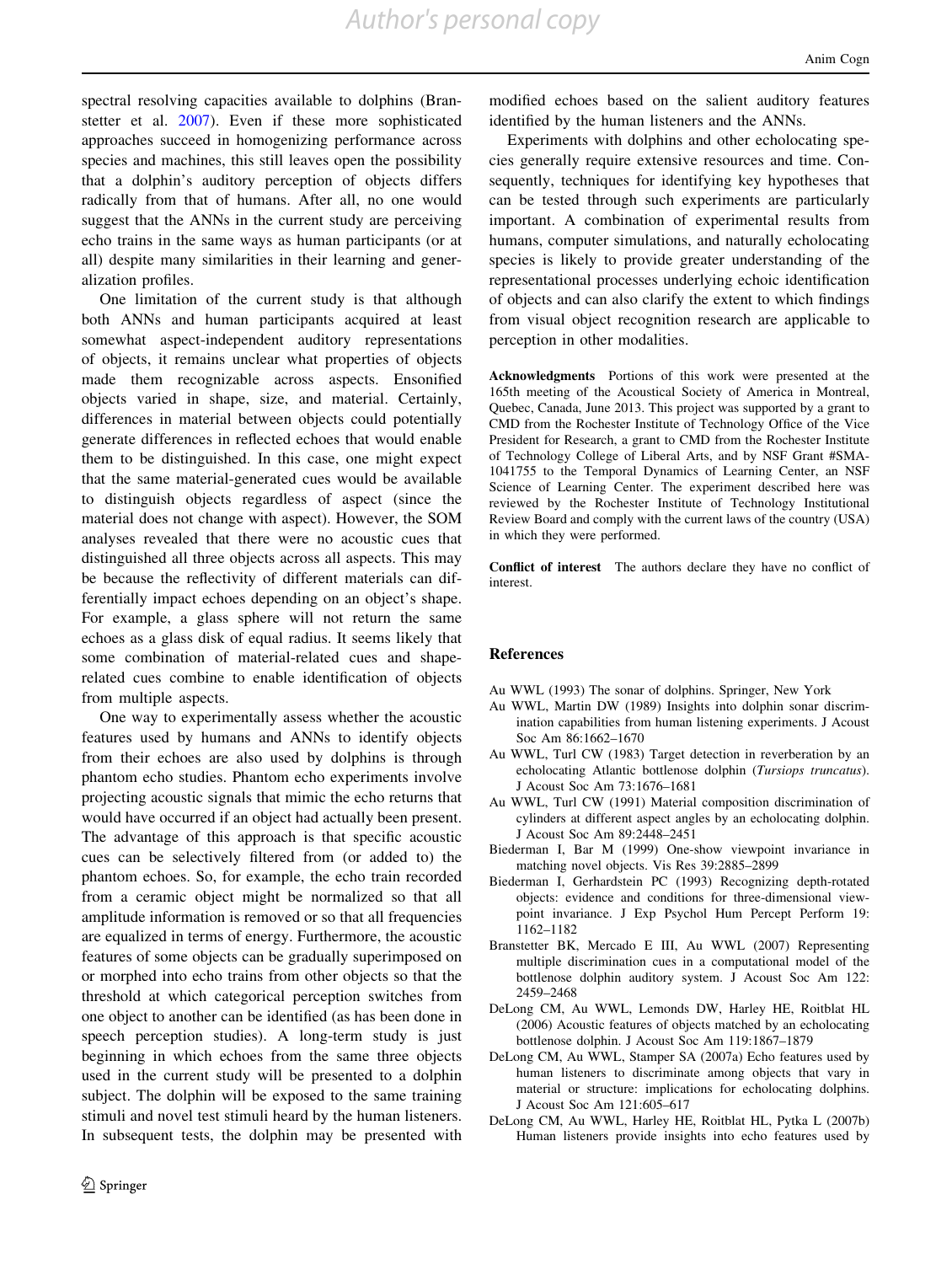spectral resolving capacities available to dolphins (Branstetter et al. 2007). Even if these more sophisticated approaches succeed in homogenizing performance across species and machines, this still leaves open the possibility that a dolphin's auditory perception of objects differs radically from that of humans. After all, no one would suggest that the ANNs in the current study are perceiving echo trains in the same ways as human participants (or at all) despite many similarities in their learning and generalization profiles.

One limitation of the current study is that although both ANNs and human participants acquired at least somewhat aspect-independent auditory representations of objects, it remains unclear what properties of objects made them recognizable across aspects. Ensonified objects varied in shape, size, and material. Certainly, differences in material between objects could potentially generate differences in reflected echoes that would enable them to be distinguished. In this case, one might expect that the same material-generated cues would be available to distinguish objects regardless of aspect (since the material does not change with aspect). However, the SOM analyses revealed that there were no acoustic cues that distinguished all three objects across all aspects. This may be because the reflectivity of different materials can differentially impact echoes depending on an object's shape. For example, a glass sphere will not return the same echoes as a glass disk of equal radius. It seems likely that some combination of material-related cues and shape-related cues combine to enable identification of objects from multiple aspects.

One way to experimentally assess whether the acoustic features used by humans and ANNs to identify objects from their echoes are also used by dolphins is through phantom echo studies. Phantom echo experiments involve projecting acoustic signals that mimic the echo returns that would have occurred if an object had actually been present. The advantage of this approach is that specific acoustic cues can be selectively filtered from (or added to) the phantom echoes. So, for example, the echo train recorded from a ceramic object might be normalized so that all amplitude information is removed or so that all frequencies are equalized in terms of energy. Furthermore, the acoustic features of some objects can be gradually superimposed on or morphed into echo trains from other objects so that the threshold at which categorical perception switches from one object to another can be identified (as has been done in speech perception studies). A long-term study is just beginning in which echoes from the same three objects used in the current study will be presented to a dolphin subject. The dolphin will be exposed to the same training stimuli and novel test stimuli heard by the human listeners. In subsequent tests, the dolphin may be presented with modified echoes based on the salient auditory features identified by the human listeners and the ANNs.

Experiments with dolphins and other echolocating species generally require extensive resources and time. Consequently, techniques for identifying key hypotheses that can be tested through such experiments are particularly important. A combination of experimental results from humans, computer simulations, and naturally echolocating species is likely to provide greater understanding of the representational processes underlying echoic identification of objects and can also clarify the extent to which findings from visual object recognition research are applicable to perception in other modalities.

**Acknowledgments** Portions of this work were presented at the 165th meeting of the Acoustical Society of America in Montreal, Quebec, Canada, June 2013. This project was supported by a grant to CMD from the Rochester Institute of Technology Office of the Vice President for Research, a grant to CMD from the Rochester Institute of Technology College of Liberal Arts, and by NSF Grant #SMA-1041755 to the Temporal Dynamics of Learning Center, an NSF Science of Learning Center. The experiment described here was reviewed by the Rochester Institute of Technology Institutional Review Board and comply with the current laws of the country (USA) in which they were performed.

**Conflict of interest** The authors declare they have no conflict of interest.

## References

Au WWL (1993) The sonar of dolphins. Springer, New York

Au WWL, Martin DW (1989) Insights into dolphin sonar discrimination capabilities from human listening experiments. J Acoust Soc Am 86:1662–1670

Au WWL, Turl CW (1983) Target detection in reverberation by an echolocating Atlantic bottlenose dolphin (*Tursiops truncatus*). J Acoust Soc Am 73:1676–1681

Au WWL, Turl CW (1991) Material composition discrimination of cylinders at different aspect angles by an echolocating dolphin. J Acoust Soc Am 89:2448–2451

Biederman I, Bar M (1999) One-show viewpoint invariance in matching novel objects. Vis Res 39:2885–2899

Biederman I, Gerhardstein PC (1993) Recognizing depth-rotated objects: evidence and conditions for three-dimensional viewpoint invariance. J Exp Psychol Hum Percept Perform 19: 1162–1182

Branstetter BK, Mercado E III, Au WWL (2007) Representing multiple discrimination cues in a computational model of the bottlenose dolphin auditory system. J Acoust Soc Am 122: 2459–2468

DeLong CM, Au WWL, Lemonds DW, Harley HE, Roitblat HL (2006) Acoustic features of objects matched by an echolocating bottlenose dolphin. J Acoust Soc Am 119:1867–1879

DeLong CM, Au WWL, Stamper SA (2007a) Echo features used by human listeners to discriminate among objects that vary in material or structure: implications for echolocating dolphins. J Acoust Soc Am 121:605–617

DeLong CM, Au WWL, Harley HE, Roitblat HL, Pytka L (2007b) Human listeners provide insights into echo features used by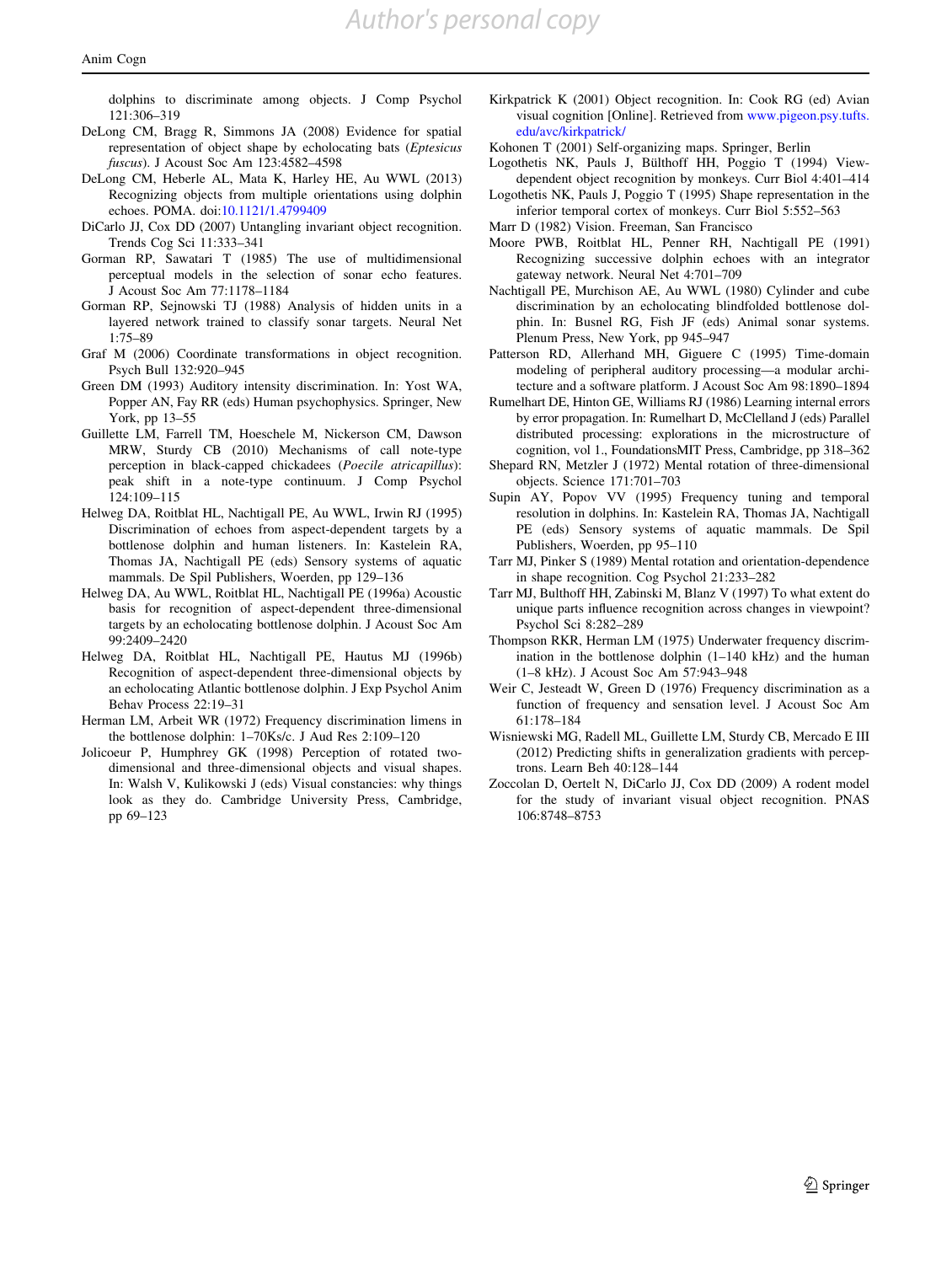dolphins to discriminate among objects. J Comp Psychol 121:306–319

DeLong CM, Bragg R, Simmons JA (2008) Evidence for spatial representation of object shape by echolocating bats (*Eptesicus fuscus*). J Acoust Soc Am 123:4582–4598

DeLong CM, Heberle AL, Mata K, Harley HE, Au WWL (2013) Recognizing objects from multiple orientations using dolphin echoes. POMA. doi:10.1121/1.4799409

DiCarlo JJ, Cox DD (2007) Untangling invariant object recognition. Trends Cog Sci 11:333–341

Gorman RP, Sawatari T (1985) The use of multidimensional perceptual models in the selection of sonar echo features. J Acoust Soc Am 77:1178–1184

Gorman RP, Sejnowski TJ (1988) Analysis of hidden units in a layered network trained to classify sonar targets. Neural Net 1:75–89

Graf M (2006) Coordinate transformations in object recognition. Psych Bull 132:920–945

Green DM (1993) Auditory intensity discrimination. In: Yost WA, Popper AN, Fay RR (eds) Human psychophysics. Springer, New York, pp 13–55

Guillette LM, Farrell TM, Hoeschele M, Nickerson CM, Dawson MRW, Sturdy CB (2010) Mechanisms of call note-type perception in black-capped chickadees (*Poecile atricapillus*): peak shift in a note-type continuum. J Comp Psychol 124:109–115

Helweg DA, Roitblat HL, Nachtigall PE, Au WWL, Irwin RJ (1995) Discrimination of echoes from aspect-dependent targets by a bottlenose dolphin and human listeners. In: Kastelein RA, Thomas JA, Nachtigall PE (eds) Sensory systems of aquatic mammals. De Spil Publishers, Woerden, pp 129–136

Helweg DA, Au WWL, Roitblat HL, Nachtigall PE (1996a) Acoustic basis for recognition of aspect-dependent three-dimensional targets by an echolocating bottlenose dolphin. J Acoust Soc Am 99:2409–2420

Helweg DA, Roitblat HL, Nachtigall PE, Hautus MJ (1996b) Recognition of aspect-dependent three-dimensional objects by an echolocating Atlantic bottlenose dolphin. J Exp Psychol Anim Behav Process 22:19–31

Herman LM, Arbeit WR (1972) Frequency discrimination limens in the bottlenose dolphin: 1–70Ks/c. J Aud Res 2:109–120

Jolicoeur P, Humphrey GK (1998) Perception of rotated two-dimensional and three-dimensional objects and visual shapes. In: Walsh V, Kulikowski J (eds) Visual constancies: why things look as they do. Cambridge University Press, Cambridge, pp 69–123

Kirkpatrick K (2001) Object recognition. In: Cook RG (ed) Avian visual cognition [Online]. Retrieved from www.pigeon.psy.tufts.edu/avc/kirkpatrick/

Kohonen T (2001) Self-organizing maps. Springer, Berlin

Logothetis NK, Pauls J, Bülthoff HH, Poggio T (1994) View-dependent object recognition by monkeys. Curr Biol 4:401–414

Logothetis NK, Pauls J, Poggio T (1995) Shape representation in the inferior temporal cortex of monkeys. Curr Biol 5:552–563

Marr D (1982) Vision. Freeman, San Francisco

Moore PWB, Roitblat HL, Penner RH, Nachtigall PE (1991) Recognizing successive dolphin echoes with an integrator gateway network. Neural Net 4:701–709

Nachtigall PE, Murchison AE, Au WWL (1980) Cylinder and cube discrimination by an echolocating blindfolded bottlenose dolphin. In: Busnel RG, Fish JF (eds) Animal sonar systems. Plenum Press, New York, pp 945–947

Patterson RD, Allerhand MH, Giguere C (1995) Time-domain modeling of peripheral auditory processing—a modular architecture and a software platform. J Acoust Soc Am 98:1890–1894

Rumelhart DE, Hinton GE, Williams RJ (1986) Learning internal errors by error propagation. In: Rumelhart D, McClelland J (eds) Parallel distributed processing: explorations in the microstructure of cognition, vol 1., FoundationsMIT Press, Cambridge, pp 318–362

Shepard RN, Metzler J (1972) Mental rotation of three-dimensional objects. Science 171:701–703

Supin AY, Popov VV (1995) Frequency tuning and temporal resolution in dolphins. In: Kastelein RA, Thomas JA, Nachtigall PE (eds) Sensory systems of aquatic mammals. De Spil Publishers, Woerden, pp 95–110

Tarr MJ, Pinker S (1989) Mental rotation and orientation-dependence in shape recognition. Cog Psychol 21:233–282

Tarr MJ, Bulthoff HH, Zabinski M, Blanz V (1997) To what extent do unique parts influence recognition across changes in viewpoint? Psychol Sci 8:282–289

Thompson RKR, Herman LM (1975) Underwater frequency discrimination in the bottlenose dolphin (1–140 kHz) and the human (1–8 kHz). J Acoust Soc Am 57:943–948

Weir C, Jesteadt W, Green D (1976) Frequency discrimination as a function of frequency and sensation level. J Acoust Soc Am 61:178–184

Wisniewski MG, Radell ML, Guillette LM, Sturdy CB, Mercado E III (2012) Predicting shifts in generalization gradients with perceptrons. Learn Beh 40:128–144

Zoccolan D, Oertelt N, DiCarlo JJ, Cox DD (2009) A rodent model for the study of invariant visual object recognition. PNAS 106:8748–8753